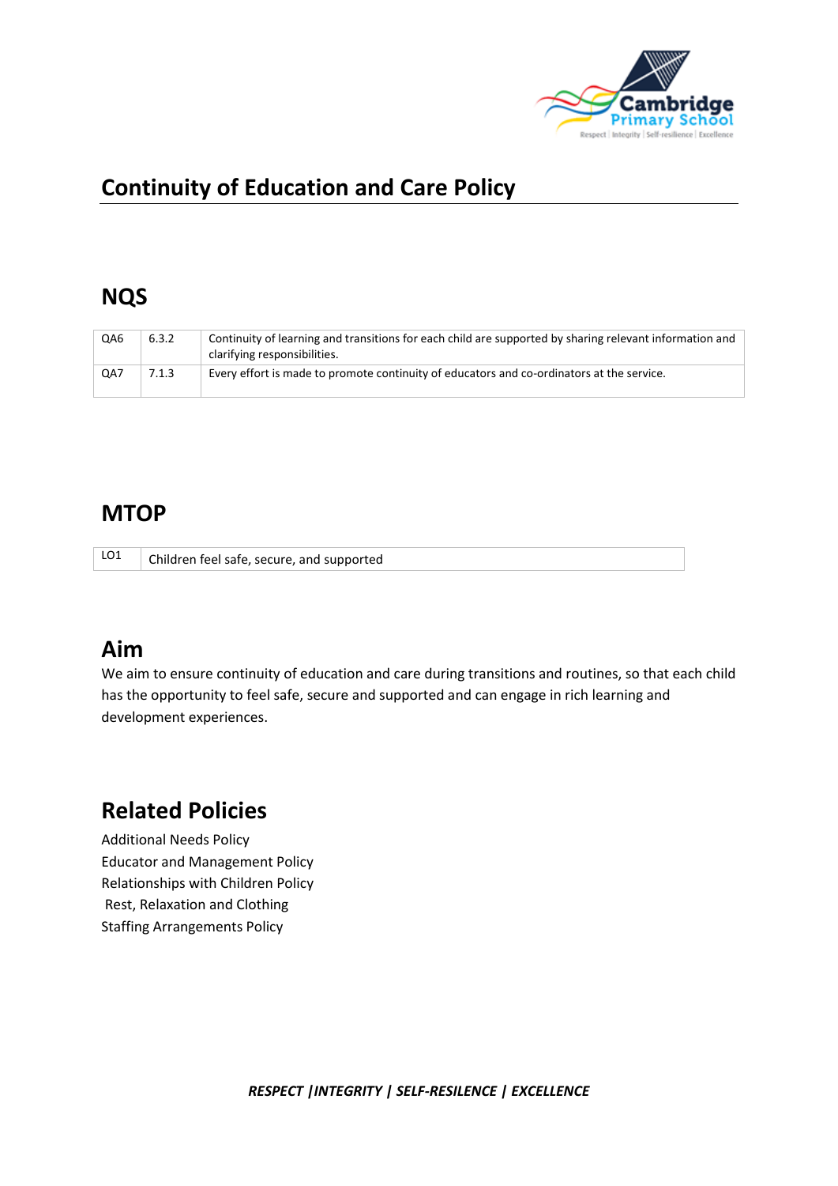# Continuity of Education and Care Policy

## NQS

| | | |
|---|---|---|
| QA6 | 6.3.2 | Continuity of learning and transitions for each child are supported by sharing relevant information and clarifying responsibilities. |
| QA7 | 7.1.3 | Every effort is made to promote continuity of educators and co-ordinators at the service. |

## MTOP

| | |
|---|---|
| LO1 | Children feel safe, secure, and supported |

## Aim

We aim to ensure continuity of education and care during transitions and routines, so that each child has the opportunity to feel safe, secure and supported and can engage in rich learning and development experiences.

## Related Policies

Additional Needs Policy
Educator and Management Policy
Relationships with Children Policy
Rest, Relaxation and Clothing
Staffing Arrangements Policy

***RESPECT |INTEGRITY | SELF-RESILENCE | EXCELLENCE***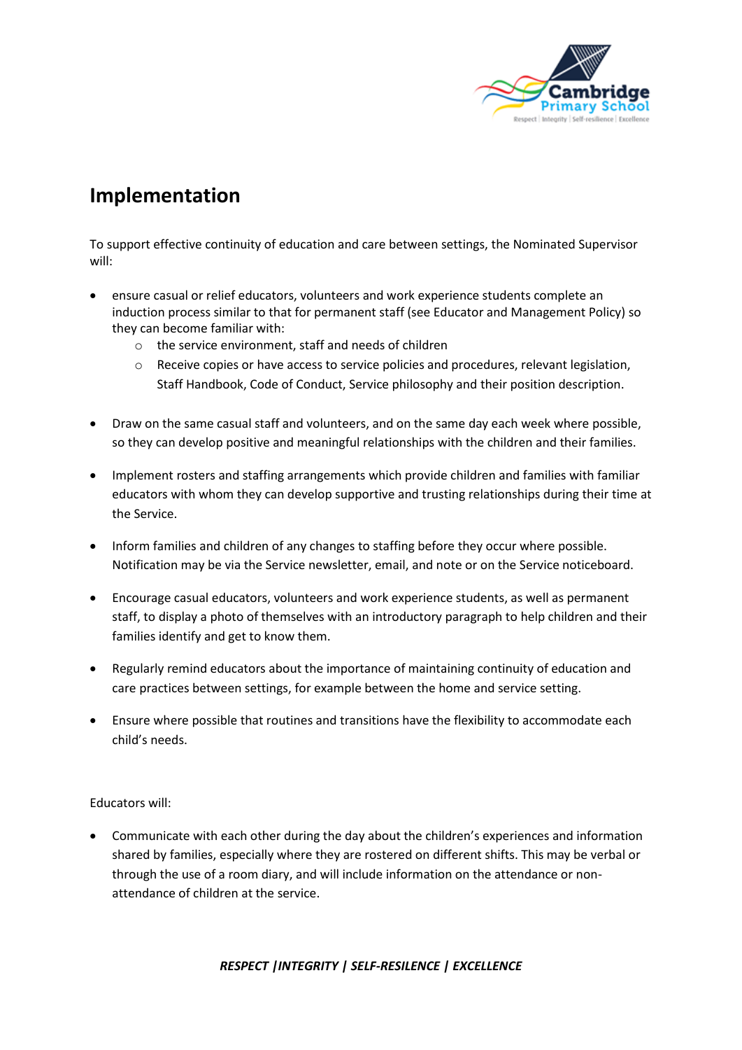## Implementation

To support effective continuity of education and care between settings, the Nominated Supervisor will:

- ensure casual or relief educators, volunteers and work experience students complete an induction process similar to that for permanent staff (see Educator and Management Policy) so they can become familiar with:
  - the service environment, staff and needs of children
  - Receive copies or have access to service policies and procedures, relevant legislation, Staff Handbook, Code of Conduct, Service philosophy and their position description.
- Draw on the same casual staff and volunteers, and on the same day each week where possible, so they can develop positive and meaningful relationships with the children and their families.
- Implement rosters and staffing arrangements which provide children and families with familiar educators with whom they can develop supportive and trusting relationships during their time at the Service.
- Inform families and children of any changes to staffing before they occur where possible. Notification may be via the Service newsletter, email, and note or on the Service noticeboard.
- Encourage casual educators, volunteers and work experience students, as well as permanent staff, to display a photo of themselves with an introductory paragraph to help children and their families identify and get to know them.
- Regularly remind educators about the importance of maintaining continuity of education and care practices between settings, for example between the home and service setting.
- Ensure where possible that routines and transitions have the flexibility to accommodate each child's needs.

Educators will:

- Communicate with each other during the day about the children's experiences and information shared by families, especially where they are rostered on different shifts. This may be verbal or through the use of a room diary, and will include information on the attendance or non-attendance of children at the service.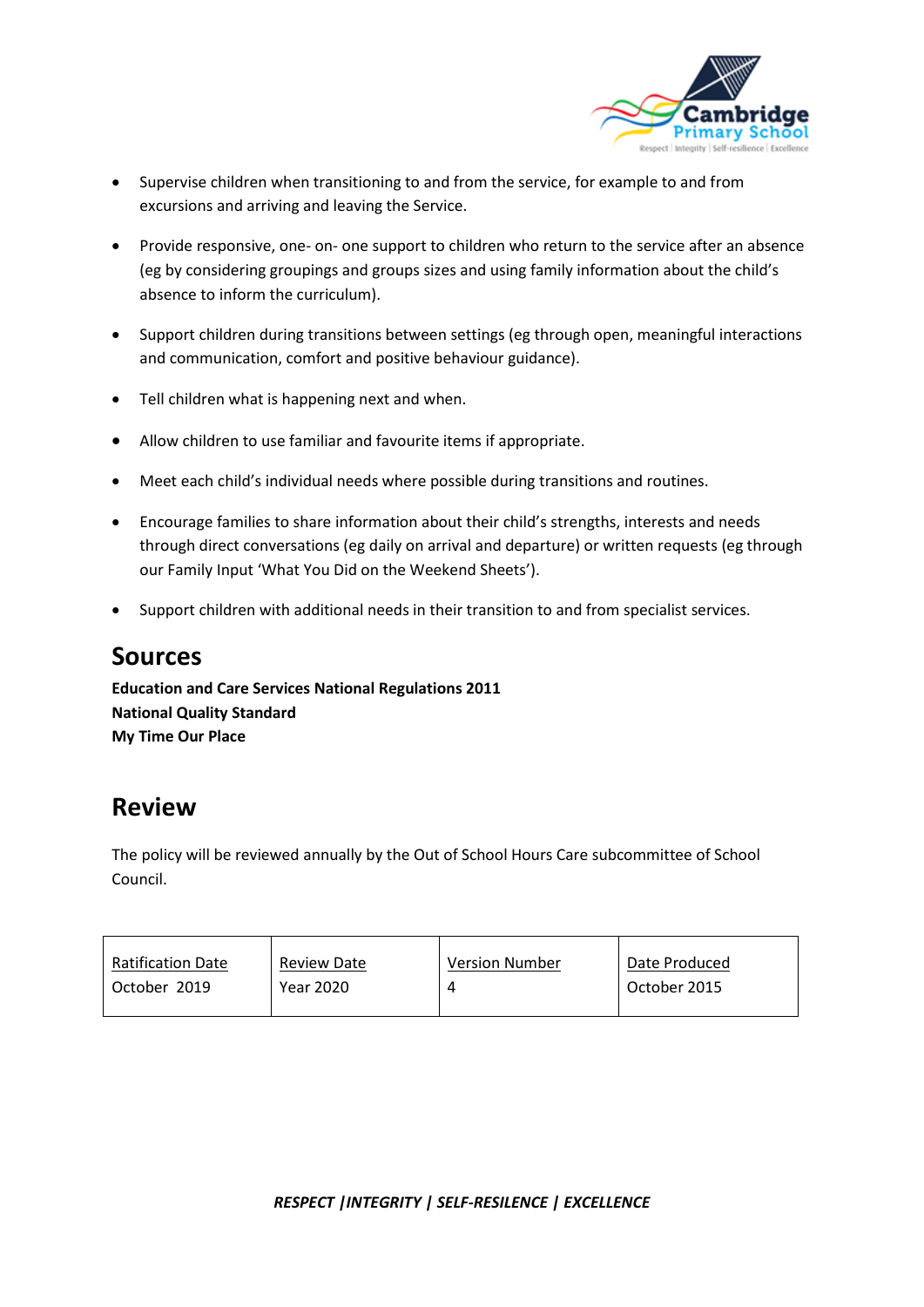- Supervise children when transitioning to and from the service, for example to and from excursions and arriving and leaving the Service.
- Provide responsive, one- on- one support to children who return to the service after an absence (eg by considering groupings and groups sizes and using family information about the child's absence to inform the curriculum).
- Support children during transitions between settings (eg through open, meaningful interactions and communication, comfort and positive behaviour guidance).
- Tell children what is happening next and when.
- Allow children to use familiar and favourite items if appropriate.
- Meet each child's individual needs where possible during transitions and routines.
- Encourage families to share information about their child's strengths, interests and needs through direct conversations (eg daily on arrival and departure) or written requests (eg through our Family Input 'What You Did on the Weekend Sheets').
- Support children with additional needs in their transition to and from specialist services.

## Sources

**Education and Care Services National Regulations 2011**
**National Quality Standard**
**My Time Our Place**

## Review

The policy will be reviewed annually by the Out of School Hours Care subcommittee of School Council.

| Ratification Date | Review Date | Version Number | Date Produced |
|---|---|---|---|
| October 2019 | Year 2020 | 4 | October 2015 |

***RESPECT |INTEGRITY | SELF-RESILENCE | EXCELLENCE***